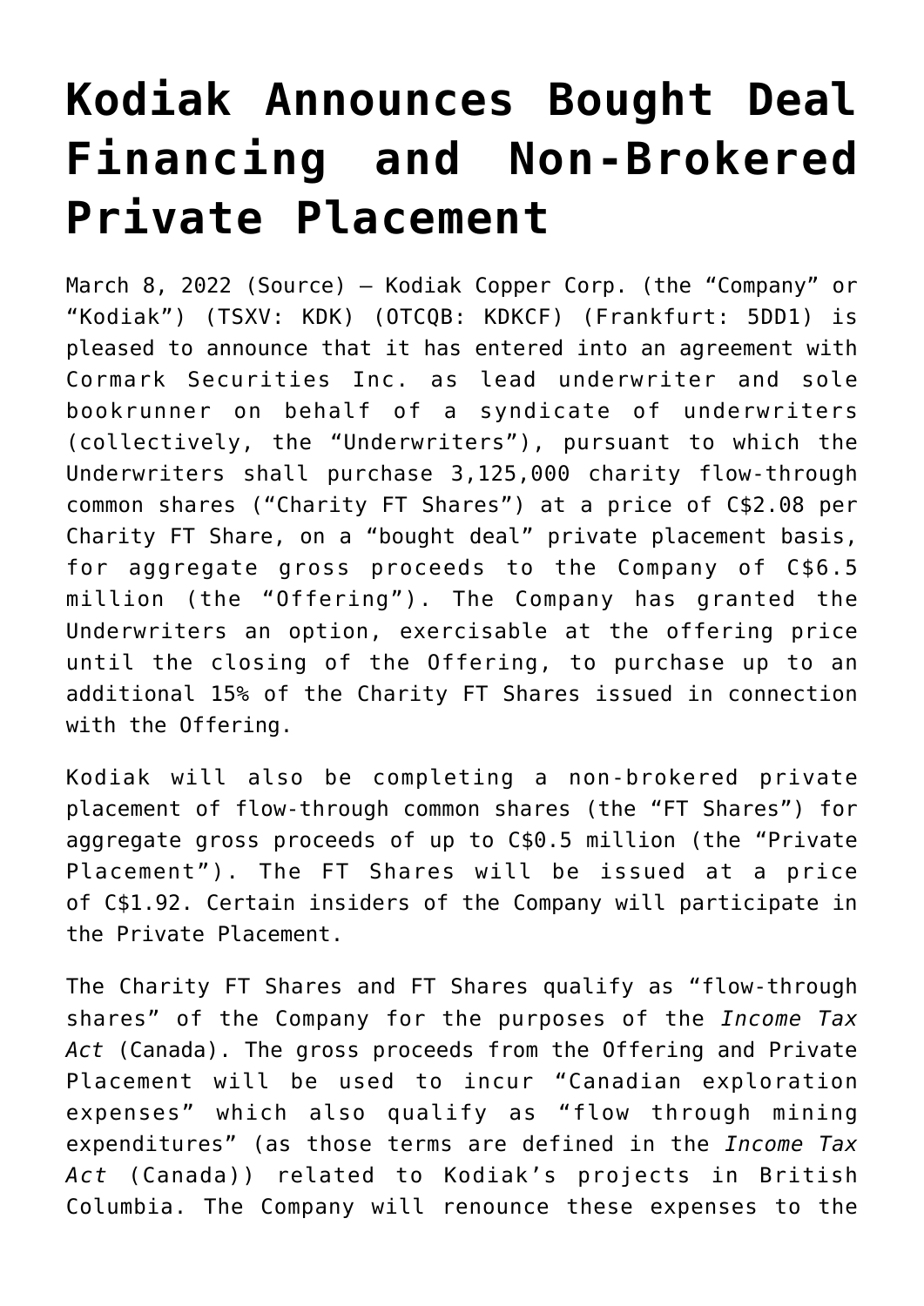# Kodiak Announces Bought Deal Financing and Non-Brokered Private Placement

March 8, 2022 (Source) — Kodiak Copper Corp. (the "Company" or "Kodiak") (TSXV: KDK) (OTCQB: KDKCF) (Frankfurt: 5DD1) is pleased to announce that it has entered into an agreement with Cormark Securities Inc. as lead underwriter and sole bookrunner on behalf of a syndicate of underwriters (collectively, the "Underwriters"), pursuant to which the Underwriters shall purchase 3,125,000 charity flow-through common shares ("Charity FT Shares") at a price of C$2.08 per Charity FT Share, on a "bought deal" private placement basis, for aggregate gross proceeds to the Company of C$6.5 million (the "Offering"). The Company has granted the Underwriters an option, exercisable at the offering price until the closing of the Offering, to purchase up to an additional 15% of the Charity FT Shares issued in connection with the Offering.

Kodiak will also be completing a non-brokered private placement of flow-through common shares (the "FT Shares") for aggregate gross proceeds of up to C$0.5 million (the "Private Placement"). The FT Shares will be issued at a price of C$1.92. Certain insiders of the Company will participate in the Private Placement.

The Charity FT Shares and FT Shares qualify as "flow-through shares" of the Company for the purposes of the *Income Tax Act* (Canada). The gross proceeds from the Offering and Private Placement will be used to incur "Canadian exploration expenses" which also qualify as "flow through mining expenditures" (as those terms are defined in the *Income Tax Act* (Canada)) related to Kodiak's projects in British Columbia. The Company will renounce these expenses to the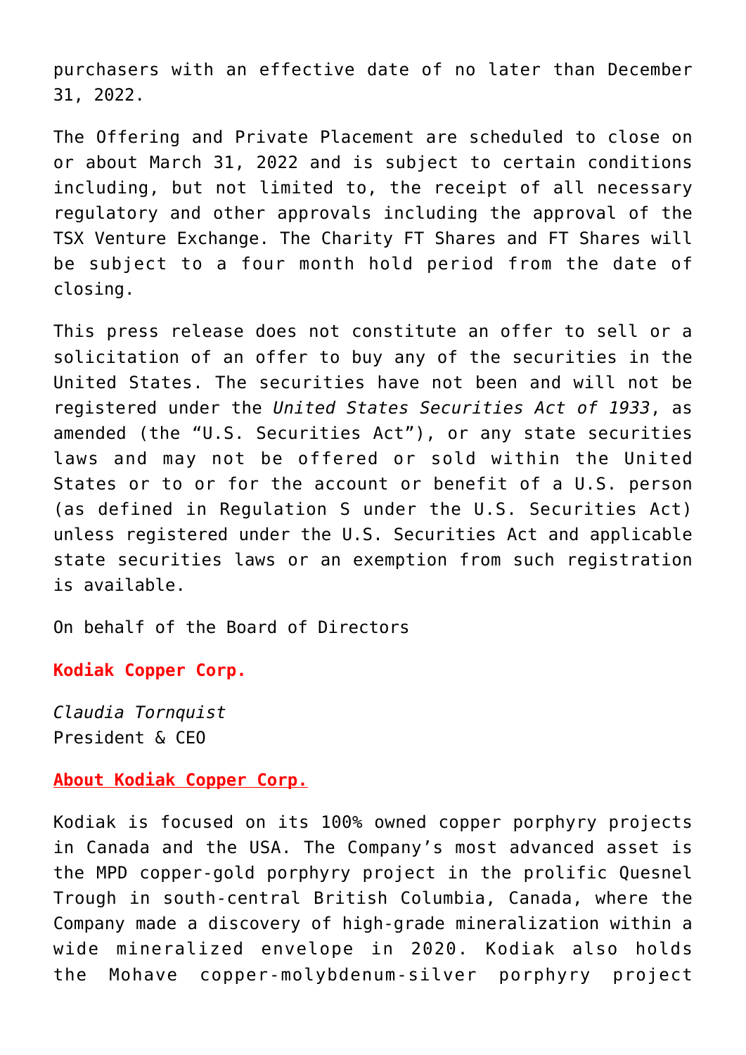purchasers with an effective date of no later than December 31, 2022.

The Offering and Private Placement are scheduled to close on or about March 31, 2022 and is subject to certain conditions including, but not limited to, the receipt of all necessary regulatory and other approvals including the approval of the TSX Venture Exchange. The Charity FT Shares and FT Shares will be subject to a four month hold period from the date of closing.

This press release does not constitute an offer to sell or a solicitation of an offer to buy any of the securities in the United States. The securities have not been and will not be registered under the *United States Securities Act of 1933*, as amended (the "U.S. Securities Act"), or any state securities laws and may not be offered or sold within the United States or to or for the account or benefit of a U.S. person (as defined in Regulation S under the U.S. Securities Act) unless registered under the U.S. Securities Act and applicable state securities laws or an exemption from such registration is available.

On behalf of the Board of Directors

**Kodiak Copper Corp.**

*Claudia Tornquist*
President & CEO

**About Kodiak Copper Corp.**

Kodiak is focused on its 100% owned copper porphyry projects in Canada and the USA. The Company's most advanced asset is the MPD copper-gold porphyry project in the prolific Quesnel Trough in south-central British Columbia, Canada, where the Company made a discovery of high-grade mineralization within a wide mineralized envelope in 2020. Kodiak also holds the Mohave copper-molybdenum-silver porphyry project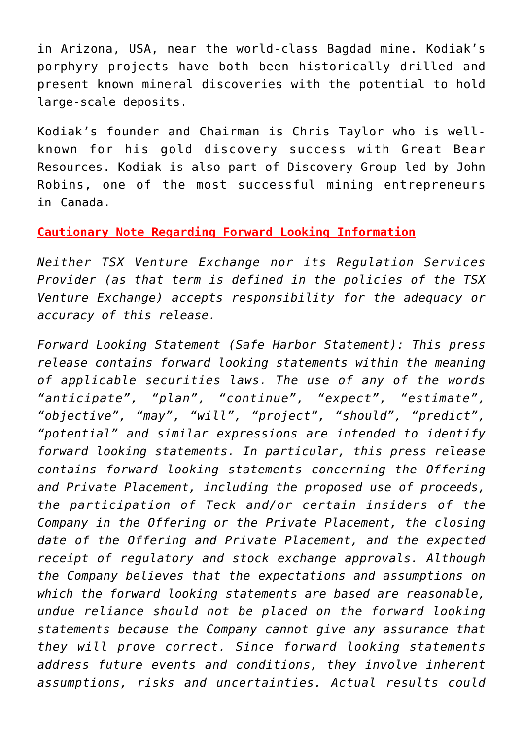in Arizona, USA, near the world-class Bagdad mine. Kodiak's porphyry projects have both been historically drilled and present known mineral discoveries with the potential to hold large-scale deposits.

Kodiak's founder and Chairman is Chris Taylor who is well-known for his gold discovery success with Great Bear Resources. Kodiak is also part of Discovery Group led by John Robins, one of the most successful mining entrepreneurs in Canada.

**Cautionary Note Regarding Forward Looking Information**

*Neither TSX Venture Exchange nor its Regulation Services Provider (as that term is defined in the policies of the TSX Venture Exchange) accepts responsibility for the adequacy or accuracy of this release.*

*Forward Looking Statement (Safe Harbor Statement): This press release contains forward looking statements within the meaning of applicable securities laws. The use of any of the words "anticipate", "plan", "continue", "expect", "estimate", "objective", "may", "will", "project", "should", "predict", "potential" and similar expressions are intended to identify forward looking statements. In particular, this press release contains forward looking statements concerning the Offering and Private Placement, including the proposed use of proceeds, the participation of Teck and/or certain insiders of the Company in the Offering or the Private Placement, the closing date of the Offering and Private Placement, and the expected receipt of regulatory and stock exchange approvals. Although the Company believes that the expectations and assumptions on which the forward looking statements are based are reasonable, undue reliance should not be placed on the forward looking statements because the Company cannot give any assurance that they will prove correct. Since forward looking statements address future events and conditions, they involve inherent assumptions, risks and uncertainties. Actual results could*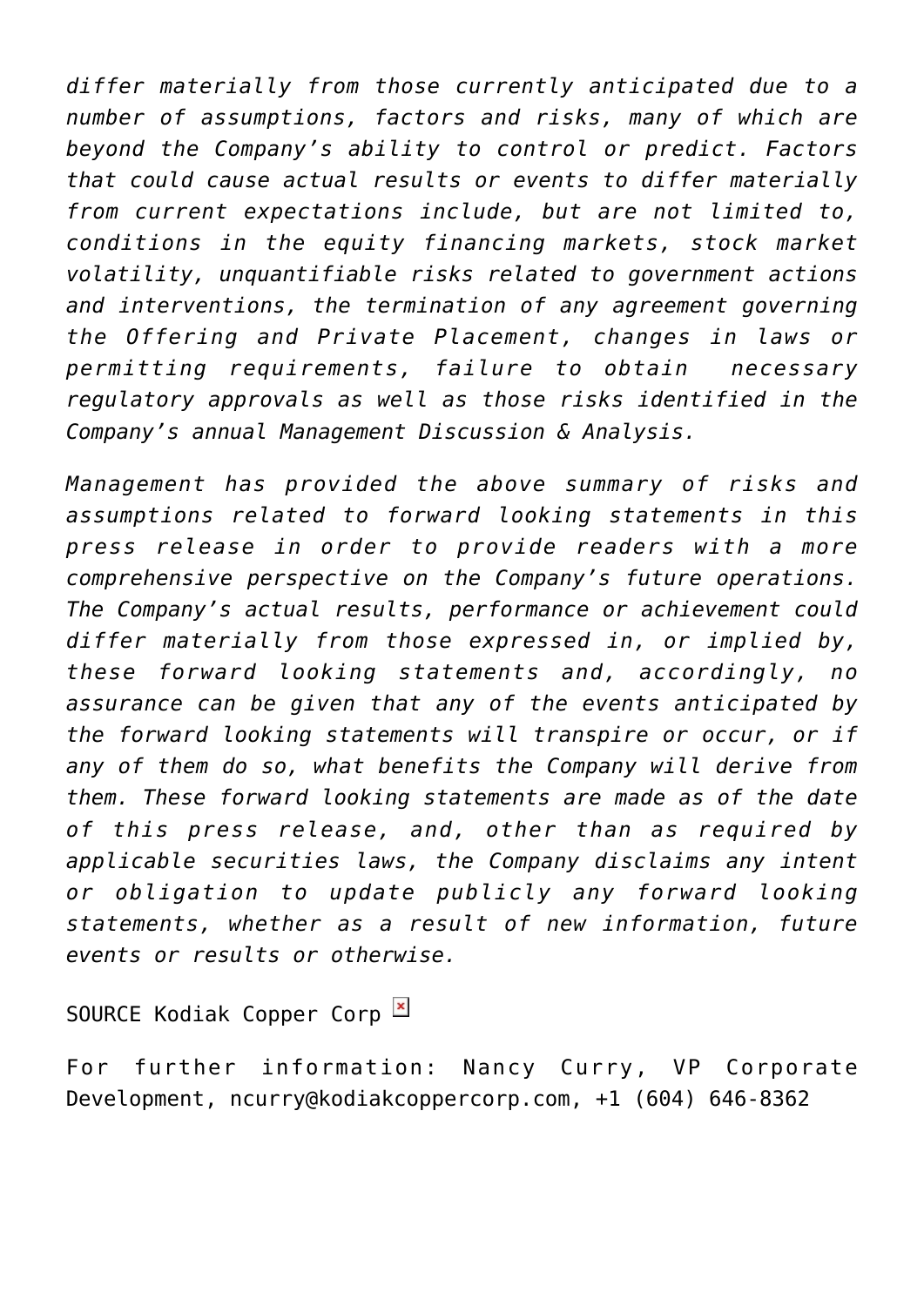*differ materially from those currently anticipated due to a number of assumptions, factors and risks, many of which are beyond the Company's ability to control or predict. Factors that could cause actual results or events to differ materially from current expectations include, but are not limited to, conditions in the equity financing markets, stock market volatility, unquantifiable risks related to government actions and interventions, the termination of any agreement governing the Offering and Private Placement, changes in laws or permitting requirements, failure to obtain necessary regulatory approvals as well as those risks identified in the Company's annual Management Discussion & Analysis.*

*Management has provided the above summary of risks and assumptions related to forward looking statements in this press release in order to provide readers with a more comprehensive perspective on the Company's future operations. The Company's actual results, performance or achievement could differ materially from those expressed in, or implied by, these forward looking statements and, accordingly, no assurance can be given that any of the events anticipated by the forward looking statements will transpire or occur, or if any of them do so, what benefits the Company will derive from them. These forward looking statements are made as of the date of this press release, and, other than as required by applicable securities laws, the Company disclaims any intent or obligation to update publicly any forward looking statements, whether as a result of new information, future events or results or otherwise.*

SOURCE Kodiak Copper Corp

For further information: Nancy Curry, VP Corporate Development, ncurry@kodiakcoppercorp.com, +1 (604) 646-8362